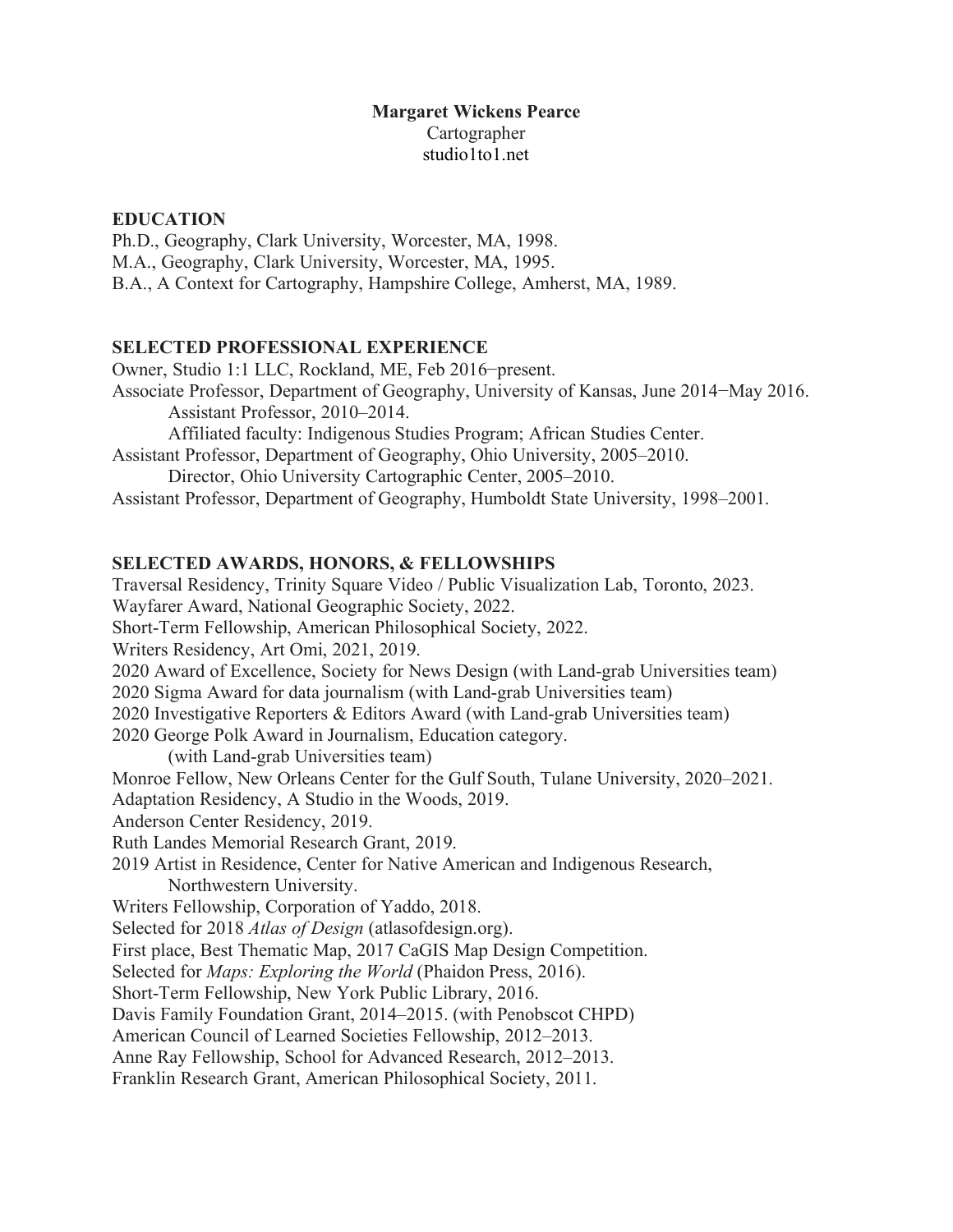**Margaret Wickens Pearce**
Cartographer
studio1to1.net

## EDUCATION

Ph.D., Geography, Clark University, Worcester, MA, 1998.
M.A., Geography, Clark University, Worcester, MA, 1995.
B.A., A Context for Cartography, Hampshire College, Amherst, MA, 1989.

## SELECTED PROFESSIONAL EXPERIENCE

Owner, Studio 1:1 LLC, Rockland, ME, Feb 2016–present.
Associate Professor, Department of Geography, University of Kansas, June 2014–May 2016.
  Assistant Professor, 2010–2014.
  Affiliated faculty: Indigenous Studies Program; African Studies Center.
Assistant Professor, Department of Geography, Ohio University, 2005–2010.
  Director, Ohio University Cartographic Center, 2005–2010.
Assistant Professor, Department of Geography, Humboldt State University, 1998–2001.

## SELECTED AWARDS, HONORS, & FELLOWSHIPS

Traversal Residency, Trinity Square Video / Public Visualization Lab, Toronto, 2023.
Wayfarer Award, National Geographic Society, 2022.
Short-Term Fellowship, American Philosophical Society, 2022.
Writers Residency, Art Omi, 2021, 2019.
2020 Award of Excellence, Society for News Design (with Land-grab Universities team)
2020 Sigma Award for data journalism (with Land-grab Universities team)
2020 Investigative Reporters & Editors Award (with Land-grab Universities team)
2020 George Polk Award in Journalism, Education category.
  (with Land-grab Universities team)
Monroe Fellow, New Orleans Center for the Gulf South, Tulane University, 2020–2021.
Adaptation Residency, A Studio in the Woods, 2019.
Anderson Center Residency, 2019.
Ruth Landes Memorial Research Grant, 2019.
2019 Artist in Residence, Center for Native American and Indigenous Research,
  Northwestern University.
Writers Fellowship, Corporation of Yaddo, 2018.
Selected for 2018 *Atlas of Design* (atlasofdesign.org).
First place, Best Thematic Map, 2017 CaGIS Map Design Competition.
Selected for *Maps: Exploring the World* (Phaidon Press, 2016).
Short-Term Fellowship, New York Public Library, 2016.
Davis Family Foundation Grant, 2014–2015. (with Penobscot CHPD)
American Council of Learned Societies Fellowship, 2012–2013.
Anne Ray Fellowship, School for Advanced Research, 2012–2013.
Franklin Research Grant, American Philosophical Society, 2011.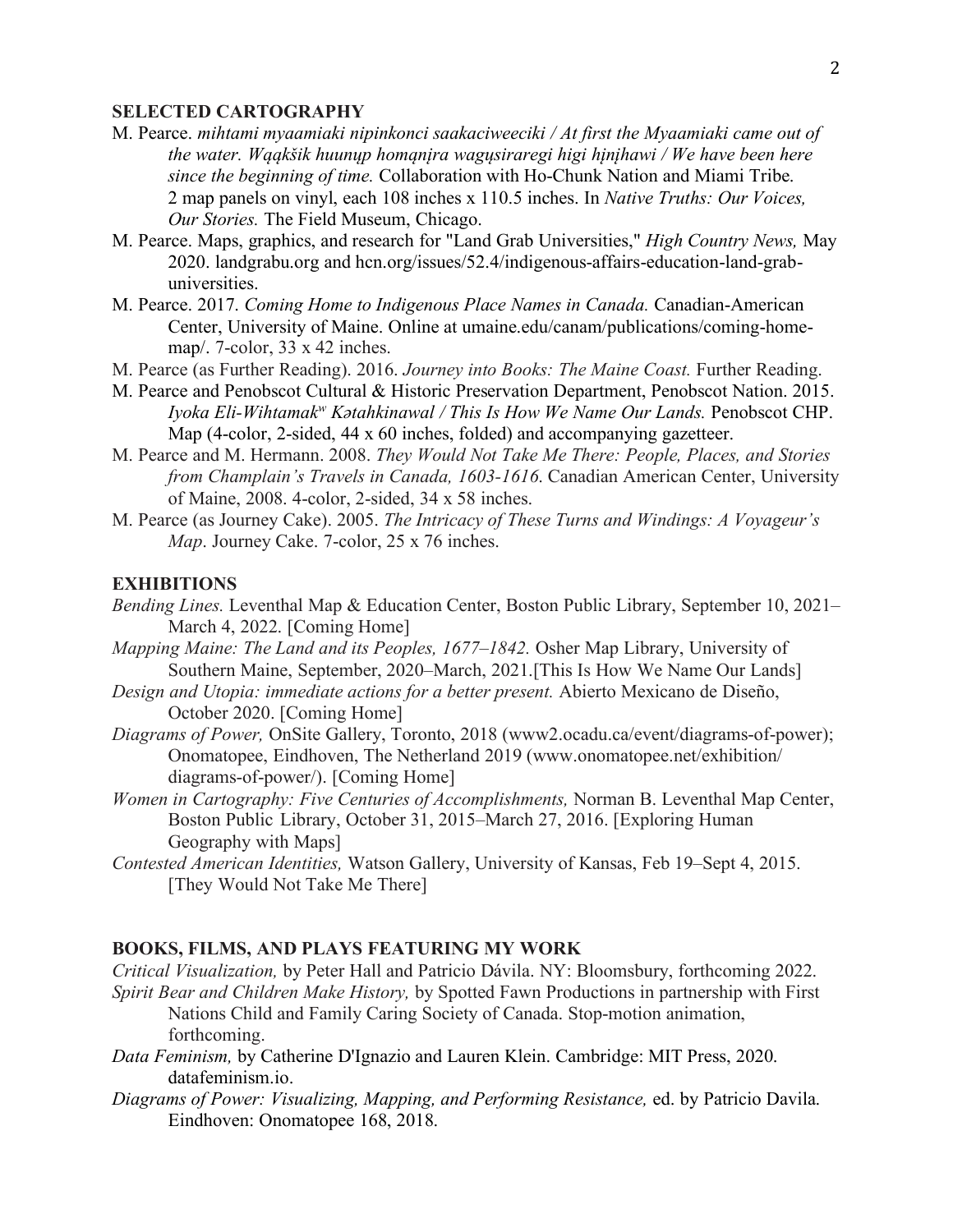## SELECTED CARTOGRAPHY

M. Pearce. *mihtami myaamiaki nipinkonci saakaciweeciki / At first the Myaamiaki came out of the water. Wąąkšik huunųp homąnįra wagųsiraregi higi hįnįhawi / We have been here since the beginning of time.* Collaboration with Ho-Chunk Nation and Miami Tribe. 2 map panels on vinyl, each 108 inches x 110.5 inches. In *Native Truths: Our Voices, Our Stories.* The Field Museum, Chicago.

M. Pearce. Maps, graphics, and research for "Land Grab Universities," *High Country News,* May 2020. landgrabu.org and hcn.org/issues/52.4/indigenous-affairs-education-land-grab-universities.

M. Pearce. 2017. *Coming Home to Indigenous Place Names in Canada.* Canadian-American Center, University of Maine. Online at umaine.edu/canam/publications/coming-home-map/. 7-color, 33 x 42 inches.

M. Pearce (as Further Reading). 2016. *Journey into Books: The Maine Coast.* Further Reading.

M. Pearce and Penobscot Cultural & Historic Preservation Department, Penobscot Nation. 2015. *Iyoka Eli-Wihtamakʷ Kətahkinawal / This Is How We Name Our Lands.* Penobscot CHP. Map (4-color, 2-sided, 44 x 60 inches, folded) and accompanying gazetteer.

M. Pearce and M. Hermann. 2008. *They Would Not Take Me There: People, Places, and Stories from Champlain's Travels in Canada, 1603-1616.* Canadian American Center, University of Maine, 2008. 4-color, 2-sided, 34 x 58 inches.

M. Pearce (as Journey Cake). 2005. *The Intricacy of These Turns and Windings: A Voyageur's Map*. Journey Cake. 7-color, 25 x 76 inches.

## EXHIBITIONS

*Bending Lines.* Leventhal Map & Education Center, Boston Public Library, September 10, 2021–March 4, 2022. [Coming Home]

*Mapping Maine: The Land and its Peoples, 1677–1842.* Osher Map Library, University of Southern Maine, September, 2020–March, 2021.[This Is How We Name Our Lands]

*Design and Utopia: immediate actions for a better present.* Abierto Mexicano de Diseño, October 2020. [Coming Home]

*Diagrams of Power,* OnSite Gallery, Toronto, 2018 (www2.ocadu.ca/event/diagrams-of-power); Onomatopee, Eindhoven, The Netherland 2019 (www.onomatopee.net/exhibition/diagrams-of-power/). [Coming Home]

*Women in Cartography: Five Centuries of Accomplishments,* Norman B. Leventhal Map Center, Boston Public Library, October 31, 2015–March 27, 2016. [Exploring Human Geography with Maps]

*Contested American Identities,* Watson Gallery, University of Kansas, Feb 19–Sept 4, 2015. [They Would Not Take Me There]

## BOOKS, FILMS, AND PLAYS FEATURING MY WORK

*Critical Visualization,* by Peter Hall and Patricio Dávila. NY: Bloomsbury, forthcoming 2022.

*Spirit Bear and Children Make History,* by Spotted Fawn Productions in partnership with First Nations Child and Family Caring Society of Canada. Stop-motion animation, forthcoming.

*Data Feminism,* by Catherine D'Ignazio and Lauren Klein. Cambridge: MIT Press, 2020. datafeminism.io.

*Diagrams of Power: Visualizing, Mapping, and Performing Resistance,* ed. by Patricio Davila. Eindhoven: Onomatopee 168, 2018.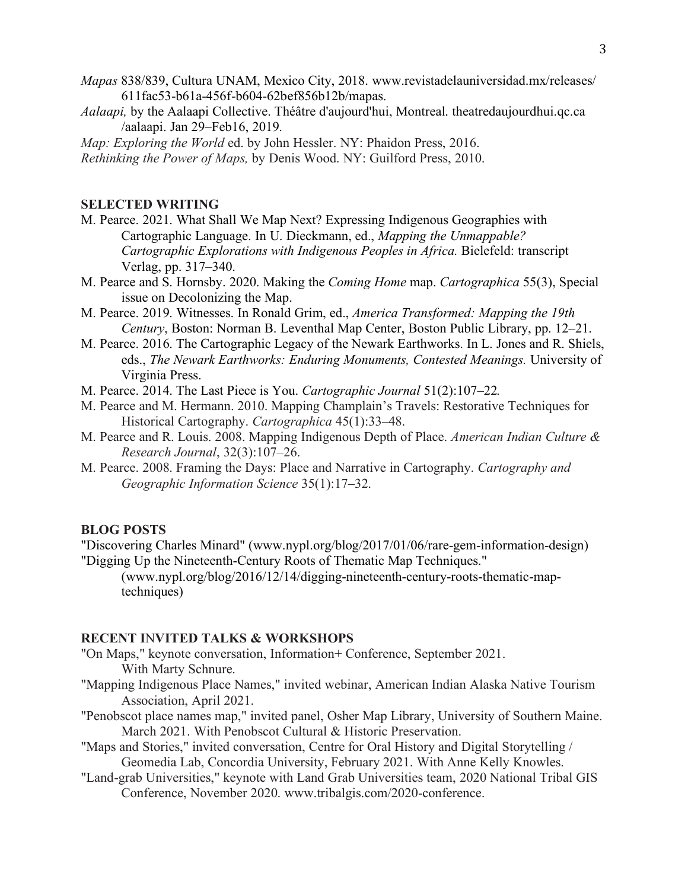*Mapas* 838/839, Cultura UNAM, Mexico City, 2018. www.revistadelauniversidad.mx/releases/611fac53-b61a-456f-b604-62bef856b12b/mapas.

*Aalaapi,* by the Aalaapi Collective. Théâtre d'aujourd'hui, Montreal. theatredaujourdhui.qc.ca/aalaapi. Jan 29–Feb16, 2019.

*Map: Exploring the World* ed. by John Hessler. NY: Phaidon Press, 2016.

*Rethinking the Power of Maps,* by Denis Wood. NY: Guilford Press, 2010.

## SELECTED WRITING

M. Pearce. 2021. What Shall We Map Next? Expressing Indigenous Geographies with Cartographic Language. In U. Dieckmann, ed., *Mapping the Unmappable? Cartographic Explorations with Indigenous Peoples in Africa.* Bielefeld: transcript Verlag, pp. 317–340.

M. Pearce and S. Hornsby. 2020. Making the *Coming Home* map. *Cartographica* 55(3), Special issue on Decolonizing the Map.

M. Pearce. 2019. Witnesses. In Ronald Grim, ed., *America Transformed: Mapping the 19th Century*, Boston: Norman B. Leventhal Map Center, Boston Public Library, pp. 12–21.

M. Pearce. 2016. The Cartographic Legacy of the Newark Earthworks. In L. Jones and R. Shiels, eds., *The Newark Earthworks: Enduring Monuments, Contested Meanings.* University of Virginia Press.

M. Pearce. 2014. The Last Piece is You. *Cartographic Journal* 51(2):107–22*.*

M. Pearce and M. Hermann. 2010. Mapping Champlain's Travels: Restorative Techniques for Historical Cartography. *Cartographica* 45(1):33–48.

M. Pearce and R. Louis. 2008. Mapping Indigenous Depth of Place. *American Indian Culture & Research Journal*, 32(3):107–26.

M. Pearce. 2008. Framing the Days: Place and Narrative in Cartography. *Cartography and Geographic Information Science* 35(1):17–32.

## BLOG POSTS

"Discovering Charles Minard" (www.nypl.org/blog/2017/01/06/rare-gem-information-design)

"Digging Up the Nineteenth-Century Roots of Thematic Map Techniques." (www.nypl.org/blog/2016/12/14/digging-nineteenth-century-roots-thematic-map-techniques)

## RECENT INVITED TALKS & WORKSHOPS

"On Maps," keynote conversation, Information+ Conference, September 2021. With Marty Schnure.

"Mapping Indigenous Place Names," invited webinar, American Indian Alaska Native Tourism Association, April 2021.

"Penobscot place names map," invited panel, Osher Map Library, University of Southern Maine. March 2021. With Penobscot Cultural & Historic Preservation.

"Maps and Stories," invited conversation, Centre for Oral History and Digital Storytelling / Geomedia Lab, Concordia University, February 2021. With Anne Kelly Knowles.

"Land-grab Universities," keynote with Land Grab Universities team, 2020 National Tribal GIS Conference, November 2020. www.tribalgis.com/2020-conference.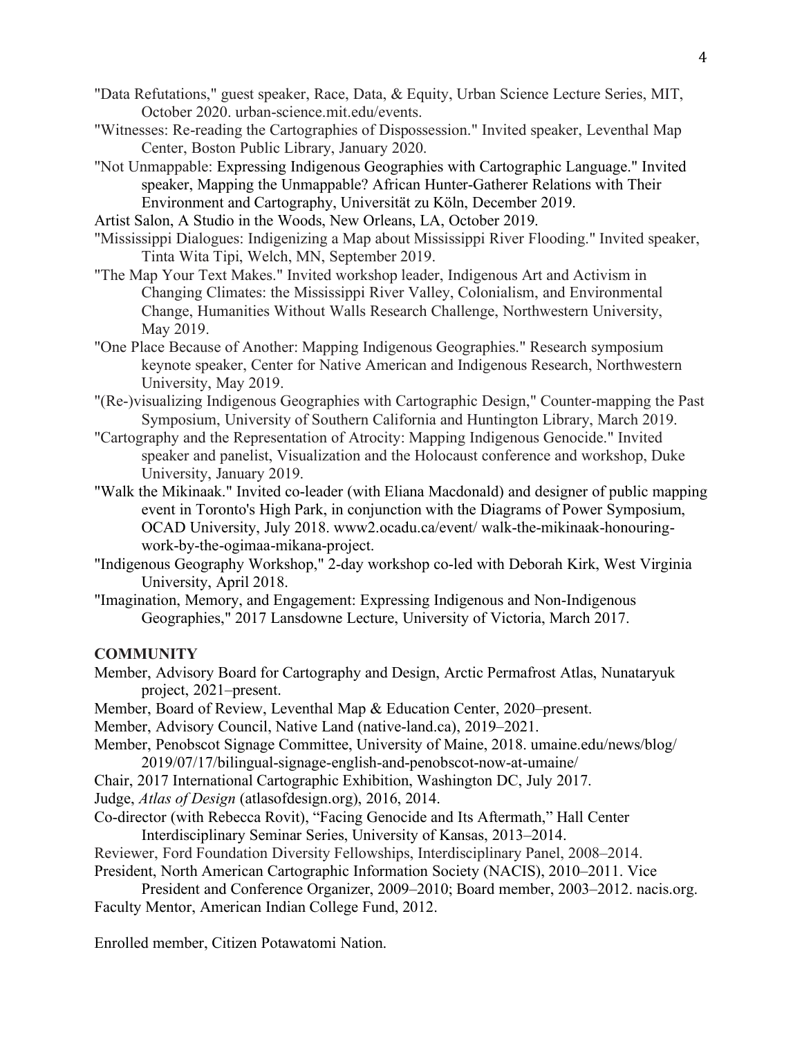"Data Refutations," guest speaker, Race, Data, & Equity, Urban Science Lecture Series, MIT, October 2020. urban-science.mit.edu/events.

"Witnesses: Re-reading the Cartographies of Dispossession." Invited speaker, Leventhal Map Center, Boston Public Library, January 2020.

"Not Unmappable: Expressing Indigenous Geographies with Cartographic Language." Invited speaker, Mapping the Unmappable? African Hunter-Gatherer Relations with Their Environment and Cartography, Universität zu Köln, December 2019.

Artist Salon, A Studio in the Woods, New Orleans, LA, October 2019.

"Mississippi Dialogues: Indigenizing a Map about Mississippi River Flooding." Invited speaker, Tinta Wita Tipi, Welch, MN, September 2019.

"The Map Your Text Makes." Invited workshop leader, Indigenous Art and Activism in Changing Climates: the Mississippi River Valley, Colonialism, and Environmental Change, Humanities Without Walls Research Challenge, Northwestern University, May 2019.

"One Place Because of Another: Mapping Indigenous Geographies." Research symposium keynote speaker, Center for Native American and Indigenous Research, Northwestern University, May 2019.

"(Re-)visualizing Indigenous Geographies with Cartographic Design," Counter-mapping the Past Symposium, University of Southern California and Huntington Library, March 2019.

"Cartography and the Representation of Atrocity: Mapping Indigenous Genocide." Invited speaker and panelist, Visualization and the Holocaust conference and workshop, Duke University, January 2019.

"Walk the Mikinaak." Invited co-leader (with Eliana Macdonald) and designer of public mapping event in Toronto's High Park, in conjunction with the Diagrams of Power Symposium, OCAD University, July 2018. www2.ocadu.ca/event/ walk-the-mikinaak-honouring-work-by-the-ogimaa-mikana-project.

"Indigenous Geography Workshop," 2-day workshop co-led with Deborah Kirk, West Virginia University, April 2018.

"Imagination, Memory, and Engagement: Expressing Indigenous and Non-Indigenous Geographies," 2017 Lansdowne Lecture, University of Victoria, March 2017.

## COMMUNITY

Member, Advisory Board for Cartography and Design, Arctic Permafrost Atlas, Nunataryuk project, 2021–present.

Member, Board of Review, Leventhal Map & Education Center, 2020–present.

Member, Advisory Council, Native Land (native-land.ca), 2019–2021.

Member, Penobscot Signage Committee, University of Maine, 2018. umaine.edu/news/blog/ 2019/07/17/bilingual-signage-english-and-penobscot-now-at-umaine/

Chair, 2017 International Cartographic Exhibition, Washington DC, July 2017.

Judge, *Atlas of Design* (atlasofdesign.org), 2016, 2014.

Co-director (with Rebecca Rovit), "Facing Genocide and Its Aftermath," Hall Center Interdisciplinary Seminar Series, University of Kansas, 2013–2014.

Reviewer, Ford Foundation Diversity Fellowships, Interdisciplinary Panel, 2008–2014.

President, North American Cartographic Information Society (NACIS), 2010–2011. Vice President and Conference Organizer, 2009–2010; Board member, 2003–2012. nacis.org.

Faculty Mentor, American Indian College Fund, 2012.

Enrolled member, Citizen Potawatomi Nation.